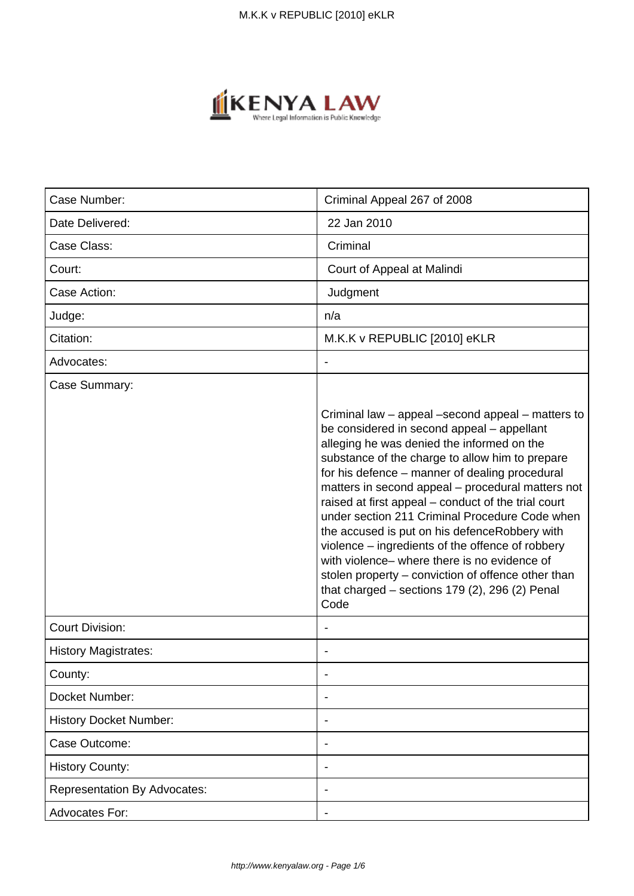| Case Number: | Criminal Appeal 267 of 2008 |
|---|---|
| Date Delivered: | 22 Jan 2010 |
| Case Class: | Criminal |
| Court: | Court of Appeal at Malindi |
| Case Action: | Judgment |
| Judge: | n/a |
| Citation: | M.K.K v REPUBLIC [2010] eKLR |
| Advocates: | - |
| Case Summary: | Criminal law – appeal –second appeal – matters to be considered in second appeal – appellant alleging he was denied the informed on the substance of the charge to allow him to prepare for his defence – manner of dealing procedural matters in second appeal – procedural matters not raised at first appeal – conduct of the trial court under section 211 Criminal Procedure Code when the accused is put on his defenceRobbery with violence – ingredients of the offence of robbery with violence– where there is no evidence of stolen property – conviction of offence other than that charged – sections 179 (2), 296 (2) Penal Code |
| Court Division: | - |
| History Magistrates: | - |
| County: | - |
| Docket Number: | - |
| History Docket Number: | - |
| Case Outcome: | - |
| History County: | - |
| Representation By Advocates: | - |
| Advocates For: | - |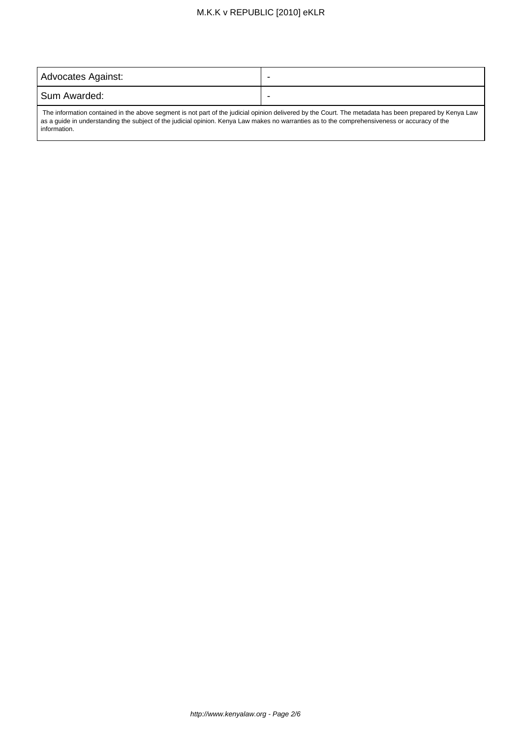| Advocates Against: | - |
| --- | --- |
| Sum Awarded: | - |

The information contained in the above segment is not part of the judicial opinion delivered by the Court. The metadata has been prepared by Kenya Law as a guide in understanding the subject of the judicial opinion. Kenya Law makes no warranties as to the comprehensiveness or accuracy of the information.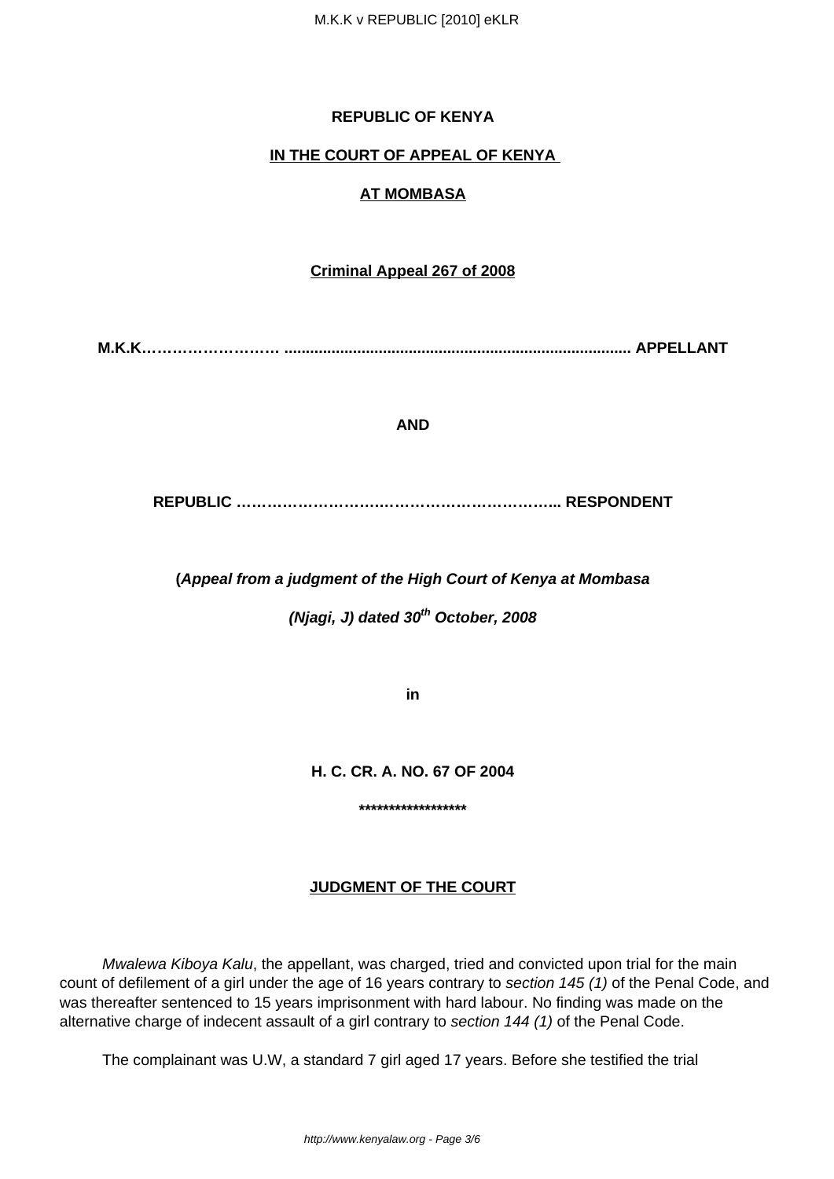**REPUBLIC OF KENYA**

**IN THE COURT OF APPEAL OF KENYA**

**AT MOMBASA**

**Criminal Appeal 267 of 2008**

**M.K.K……………………… .............................................................................. APPELLANT**

**AND**

**REPUBLIC ……………………….…………………………... RESPONDENT**

**(*Appeal from a judgment of the High Court of Kenya at Mombasa***

***(Njagi, J) dated 30th October, 2008***

**in**

**H. C. CR. A. NO. 67 OF 2004**

**\*\*\*\*\*\*\*\*\*\*\*\*\*\*\*\*\*\***

**JUDGMENT OF THE COURT**

*Mwalewa Kiboya Kalu*, the appellant, was charged, tried and convicted upon trial for the main count of defilement of a girl under the age of 16 years contrary to *section 145 (1)* of the Penal Code, and was thereafter sentenced to 15 years imprisonment with hard labour. No finding was made on the alternative charge of indecent assault of a girl contrary to *section 144 (1)* of the Penal Code.

The complainant was U.W, a standard 7 girl aged 17 years. Before she testified the trial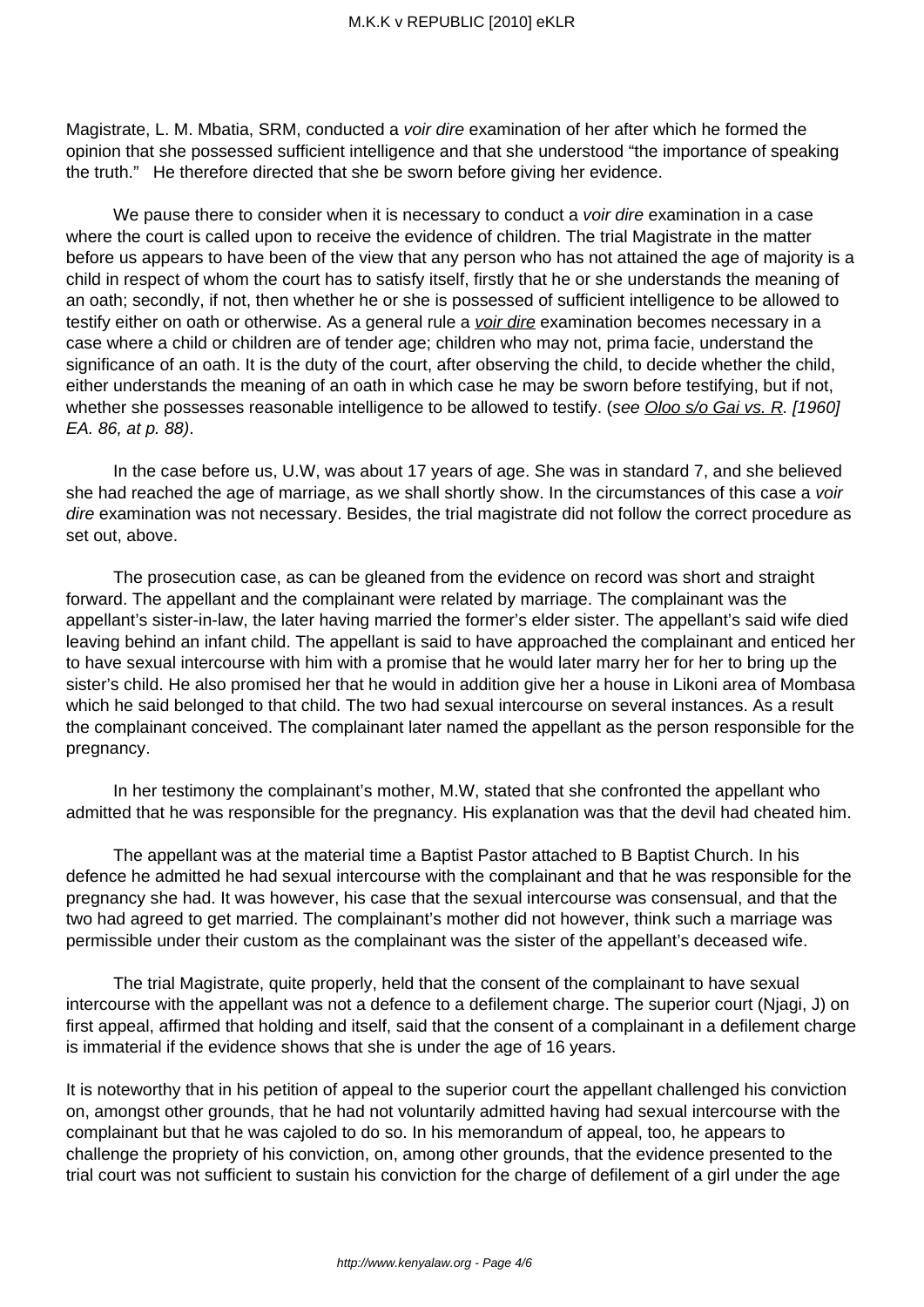Magistrate, L. M. Mbatia, SRM, conducted a *voir dire* examination of her after which he formed the opinion that she possessed sufficient intelligence and that she understood "the importance of speaking the truth." He therefore directed that she be sworn before giving her evidence.

We pause there to consider when it is necessary to conduct a *voir dire* examination in a case where the court is called upon to receive the evidence of children. The trial Magistrate in the matter before us appears to have been of the view that any person who has not attained the age of majority is a child in respect of whom the court has to satisfy itself, firstly that he or she understands the meaning of an oath; secondly, if not, then whether he or she is possessed of sufficient intelligence to be allowed to testify either on oath or otherwise. As a general rule a *voir dire* examination becomes necessary in a case where a child or children are of tender age; children who may not, prima facie, understand the significance of an oath. It is the duty of the court, after observing the child, to decide whether the child, either understands the meaning of an oath in which case he may be sworn before testifying, but if not, whether she possesses reasonable intelligence to be allowed to testify. (*see Oloo s/o Gai vs. R. [1960] EA. 86, at p. 88)*.

In the case before us, U.W, was about 17 years of age. She was in standard 7, and she believed she had reached the age of marriage, as we shall shortly show. In the circumstances of this case a *voir dire* examination was not necessary. Besides, the trial magistrate did not follow the correct procedure as set out, above.

The prosecution case, as can be gleaned from the evidence on record was short and straight forward. The appellant and the complainant were related by marriage. The complainant was the appellant's sister-in-law, the later having married the former's elder sister. The appellant's said wife died leaving behind an infant child. The appellant is said to have approached the complainant and enticed her to have sexual intercourse with him with a promise that he would later marry her for her to bring up the sister's child. He also promised her that he would in addition give her a house in Likoni area of Mombasa which he said belonged to that child. The two had sexual intercourse on several instances. As a result the complainant conceived. The complainant later named the appellant as the person responsible for the pregnancy.

In her testimony the complainant's mother, M.W, stated that she confronted the appellant who admitted that he was responsible for the pregnancy. His explanation was that the devil had cheated him.

The appellant was at the material time a Baptist Pastor attached to B Baptist Church. In his defence he admitted he had sexual intercourse with the complainant and that he was responsible for the pregnancy she had. It was however, his case that the sexual intercourse was consensual, and that the two had agreed to get married. The complainant's mother did not however, think such a marriage was permissible under their custom as the complainant was the sister of the appellant's deceased wife.

The trial Magistrate, quite properly, held that the consent of the complainant to have sexual intercourse with the appellant was not a defence to a defilement charge. The superior court (Njagi, J) on first appeal, affirmed that holding and itself, said that the consent of a complainant in a defilement charge is immaterial if the evidence shows that she is under the age of 16 years.

It is noteworthy that in his petition of appeal to the superior court the appellant challenged his conviction on, amongst other grounds, that he had not voluntarily admitted having had sexual intercourse with the complainant but that he was cajoled to do so. In his memorandum of appeal, too, he appears to challenge the propriety of his conviction, on, among other grounds, that the evidence presented to the trial court was not sufficient to sustain his conviction for the charge of defilement of a girl under the age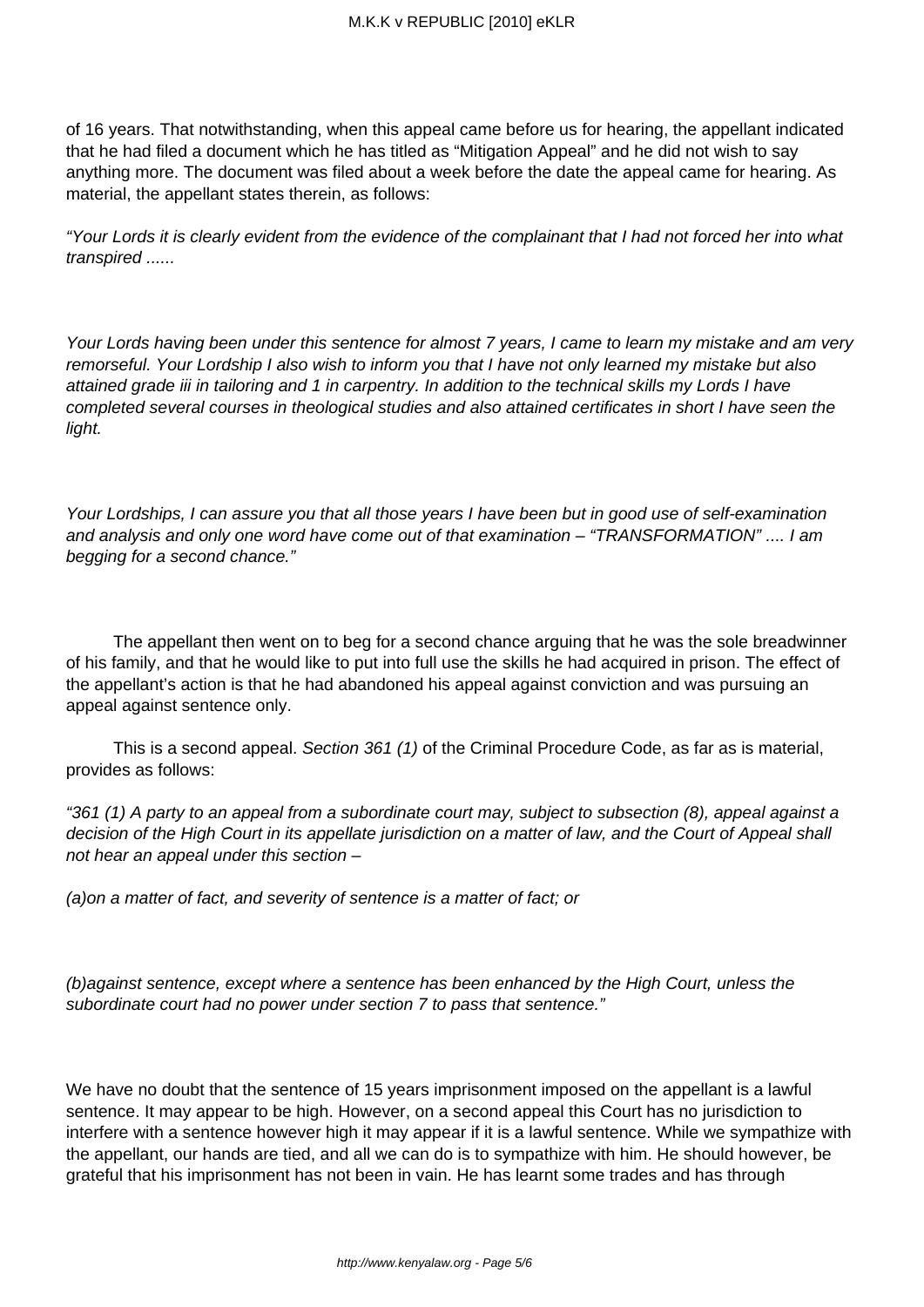of 16 years. That notwithstanding, when this appeal came before us for hearing, the appellant indicated that he had filed a document which he has titled as "Mitigation Appeal" and he did not wish to say anything more. The document was filed about a week before the date the appeal came for hearing. As material, the appellant states therein, as follows:

*"Your Lords it is clearly evident from the evidence of the complainant that I had not forced her into what transpired ......*

*Your Lords having been under this sentence for almost 7 years, I came to learn my mistake and am very remorseful. Your Lordship I also wish to inform you that I have not only learned my mistake but also attained grade iii in tailoring and 1 in carpentry. In addition to the technical skills my Lords I have completed several courses in theological studies and also attained certificates in short I have seen the light.*

*Your Lordships, I can assure you that all those years I have been but in good use of self-examination and analysis and only one word have come out of that examination – "TRANSFORMATION" .... I am begging for a second chance."*

The appellant then went on to beg for a second chance arguing that he was the sole breadwinner of his family, and that he would like to put into full use the skills he had acquired in prison. The effect of the appellant's action is that he had abandoned his appeal against conviction and was pursuing an appeal against sentence only.

This is a second appeal. *Section 361 (1)* of the Criminal Procedure Code, as far as is material, provides as follows:

*"361 (1) A party to an appeal from a subordinate court may, subject to subsection (8), appeal against a decision of the High Court in its appellate jurisdiction on a matter of law, and the Court of Appeal shall not hear an appeal under this section –*

*(a)on a matter of fact, and severity of sentence is a matter of fact; or*

*(b)against sentence, except where a sentence has been enhanced by the High Court, unless the subordinate court had no power under section 7 to pass that sentence."*

We have no doubt that the sentence of 15 years imprisonment imposed on the appellant is a lawful sentence. It may appear to be high. However, on a second appeal this Court has no jurisdiction to interfere with a sentence however high it may appear if it is a lawful sentence. While we sympathize with the appellant, our hands are tied, and all we can do is to sympathize with him. He should however, be grateful that his imprisonment has not been in vain. He has learnt some trades and has through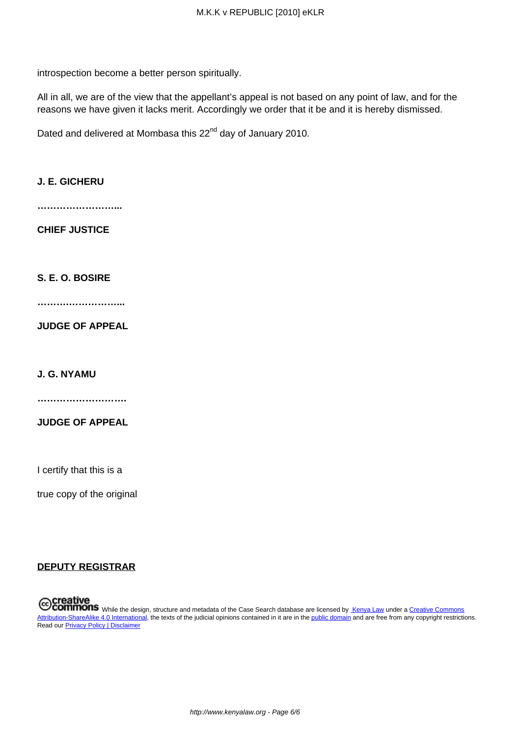introspection become a better person spiritually.

All in all, we are of the view that the appellant's appeal is not based on any point of law, and for the reasons we have given it lacks merit. Accordingly we order that it be and it is hereby dismissed.

Dated and delivered at Mombasa this 22nd day of January 2010.

**J. E. GICHERU**

**……………………..**

**CHIEF JUSTICE**

**S. E. O. BOSIRE**

**……………………...**

**JUDGE OF APPEAL**

**J. G. NYAMU**

**……………………….**

**JUDGE OF APPEAL**

I certify that this is a

true copy of the original

**DEPUTY REGISTRAR**

While the design, structure and metadata of the Case Search database are licensed by Kenya Law under a Creative Commons Attribution-ShareAlike 4.0 International, the texts of the judicial opinions contained in it are in the public domain and are free from any copyright restrictions. Read our Privacy Policy | Disclaimer